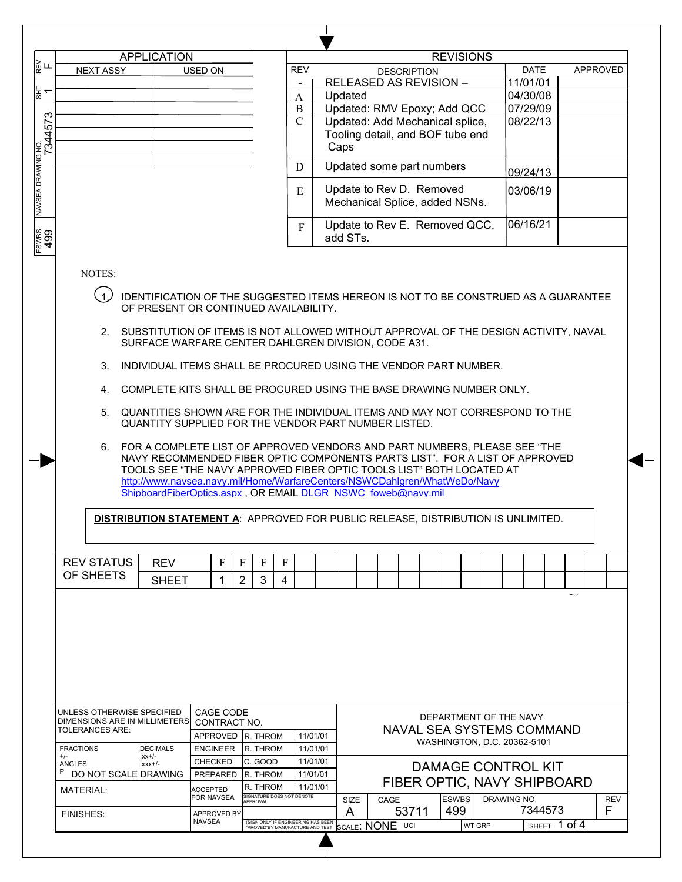| REV | SHT | NAVSEA DRAWING NO. | ESWBS |
|---|---|---|---|
| F | 1 | 7344573 | 499 |

## APPLICATION

| NEXT ASSY | USED ON |
|---|---|
| | |
| | |
| | |
| | |
| | |
| | |

## REVISIONS

| REV | DESCRIPTION | DATE | APPROVED |
|---|---|---|---|
| - | RELEASED AS REVISION – | 11/01/01 | |
| A | Updated | 04/30/08 | |
| B | Updated: RMV Epoxy; Add QCC | 07/29/09 | |
| C | Updated: Add Mechanical splice, Tooling detail, and BOF tube end Caps | 08/22/13 | |
| D | Updated some part numbers | 09/24/13 | |
| E | Update to Rev D. Removed Mechanical Splice, added NSNs. | 03/06/19 | |
| F | Update to Rev E. Removed QCC, add STs. | 06/16/21 | |

NOTES:

1. IDENTIFICATION OF THE SUGGESTED ITEMS HEREON IS NOT TO BE CONSTRUED AS A GUARANTEE OF PRESENT OR CONTINUED AVAILABILITY.
2. SUBSTITUTION OF ITEMS IS NOT ALLOWED WITHOUT APPROVAL OF THE DESIGN ACTIVITY, NAVAL SURFACE WARFARE CENTER DAHLGREN DIVISION, CODE A31.
3. INDIVIDUAL ITEMS SHALL BE PROCURED USING THE VENDOR PART NUMBER.
4. COMPLETE KITS SHALL BE PROCURED USING THE BASE DRAWING NUMBER ONLY.
5. QUANTITIES SHOWN ARE FOR THE INDIVIDUAL ITEMS AND MAY NOT CORRESPOND TO THE QUANTITY SUPPLIED FOR THE VENDOR PART NUMBER LISTED.
6. FOR A COMPLETE LIST OF APPROVED VENDORS AND PART NUMBERS, PLEASE SEE "THE NAVY RECOMMENDED FIBER OPTIC COMPONENTS PARTS LIST". FOR A LIST OF APPROVED TOOLS SEE "THE NAVY APPROVED FIBER OPTIC TOOLS LIST" BOTH LOCATED AT http://www.navsea.navy.mil/Home/WarfareCenters/NSWCDahlgren/WhatWeDo/Navy ShipboardFiberOptics.aspx , OR EMAIL DLGR_NSWC_foweb@navy.mil

**DISTRIBUTION STATEMENT A**: APPROVED FOR PUBLIC RELEASE, DISTRIBUTION IS UNLIMITED.

| REV STATUS OF SHEETS | | | | | |
|---|---|---|---|---|---|
| REV | F | F | F | F |
| SHEET | 1 | 2 | 3 | 4 |

| | | | |
|---|---|---|---|
| UNLESS OTHERWISE SPECIFIED DIMENSIONS ARE IN MILLIMETERS TOLERANCES ARE: | CAGE CODE CONTRACT NO. | | |
| | APPROVED | R. THROM | 11/01/01 |
| FRACTIONS +/- DECIMALS .xx+/- ANGLES .xxx+/- | ENGINEER | R. THROM | 11/01/01 |
| | CHECKED | C. GOOD | 11/01/01 |
| DO NOT SCALE DRAWING | PREPARED | R. THROM | 11/01/01 |
| MATERIAL: | ACCEPTED FOR NAVSEA | R. THROM (SIGNATURE DOES NOT DENOTE APPROVAL) | 11/01/01 |
| FINISHES: | APPROVED BY NAVSEA | (SIGN ONLY IF ENGINEERING HAS BEEN APPROVED BY MANUFACTURE AND TEST) | |

DEPARTMENT OF THE NAVY
NAVAL SEA SYSTEMS COMMAND
WASHINGTON, D.C. 20362-5101

# DAMAGE CONTROL KIT FIBER OPTIC, NAVY SHIPBOARD

| SIZE | CAGE | ESWBS | DRAWING NO. | REV |
|---|---|---|---|---|
| A | 53711 | 499 | 7344573 | F |
| SCALE: NONE | UCI | WT GRP | SHEET 1 of 4 | |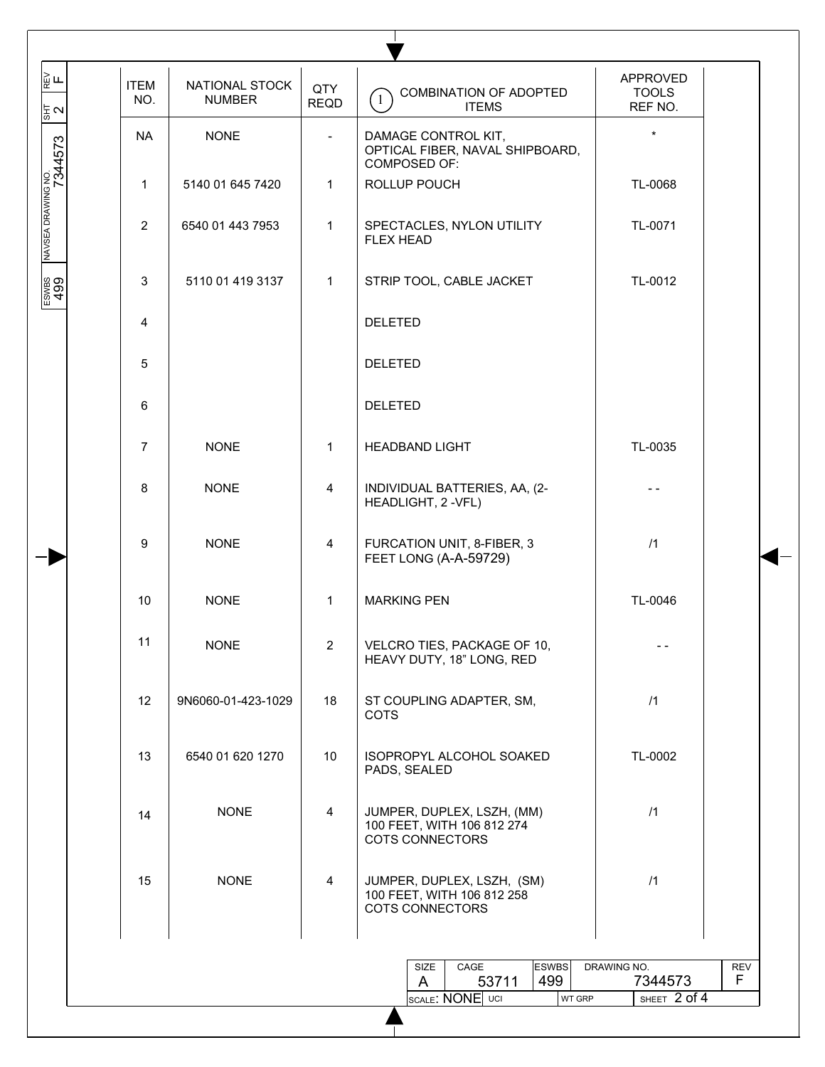| ITEM NO. | NATIONAL STOCK NUMBER | QTY REQD | (1) COMBINATION OF ADOPTED ITEMS | APPROVED TOOLS REF NO. |
|---|---|---|---|---|
| NA | NONE | - | DAMAGE CONTROL KIT, OPTICAL FIBER, NAVAL SHIPBOARD, COMPOSED OF: | * |
| 1 | 5140 01 645 7420 | 1 | ROLLUP POUCH | TL-0068 |
| 2 | 6540 01 443 7953 | 1 | SPECTACLES, NYLON UTILITY FLEX HEAD | TL-0071 |
| 3 | 5110 01 419 3137 | 1 | STRIP TOOL, CABLE JACKET | TL-0012 |
| 4 | | | DELETED | |
| 5 | | | DELETED | |
| 6 | | | DELETED | |
| 7 | NONE | 1 | HEADBAND LIGHT | TL-0035 |
| 8 | NONE | 4 | INDIVIDUAL BATTERIES, AA, (2-HEADLIGHT, 2 -VFL) | - - |
| 9 | NONE | 4 | FURCATION UNIT, 8-FIBER, 3 FEET LONG (A-A-59729) | /1 |
| 10 | NONE | 1 | MARKING PEN | TL-0046 |
| 11 | NONE | 2 | VELCRO TIES, PACKAGE OF 10, HEAVY DUTY, 18" LONG, RED | - - |
| 12 | 9N6060-01-423-1029 | 18 | ST COUPLING ADAPTER, SM, COTS | /1 |
| 13 | 6540 01 620 1270 | 10 | ISOPROPYL ALCOHOL SOAKED PADS, SEALED | TL-0002 |
| 14 | NONE | 4 | JUMPER, DUPLEX, LSZH, (MM) 100 FEET, WITH 106 812 274 COTS CONNECTORS | /1 |
| 15 | NONE | 4 | JUMPER, DUPLEX, LSZH, (SM) 100 FEET, WITH 106 812 258 COTS CONNECTORS | /1 |

| SIZE | CAGE | ESWBS | DRAWING NO. | REV |
|---|---|---|---|---|
| A | 53711 | 499 | 7344573 | F |
| SCALE: NONE | UCI | WT GRP | SHEET 2 of 4 | |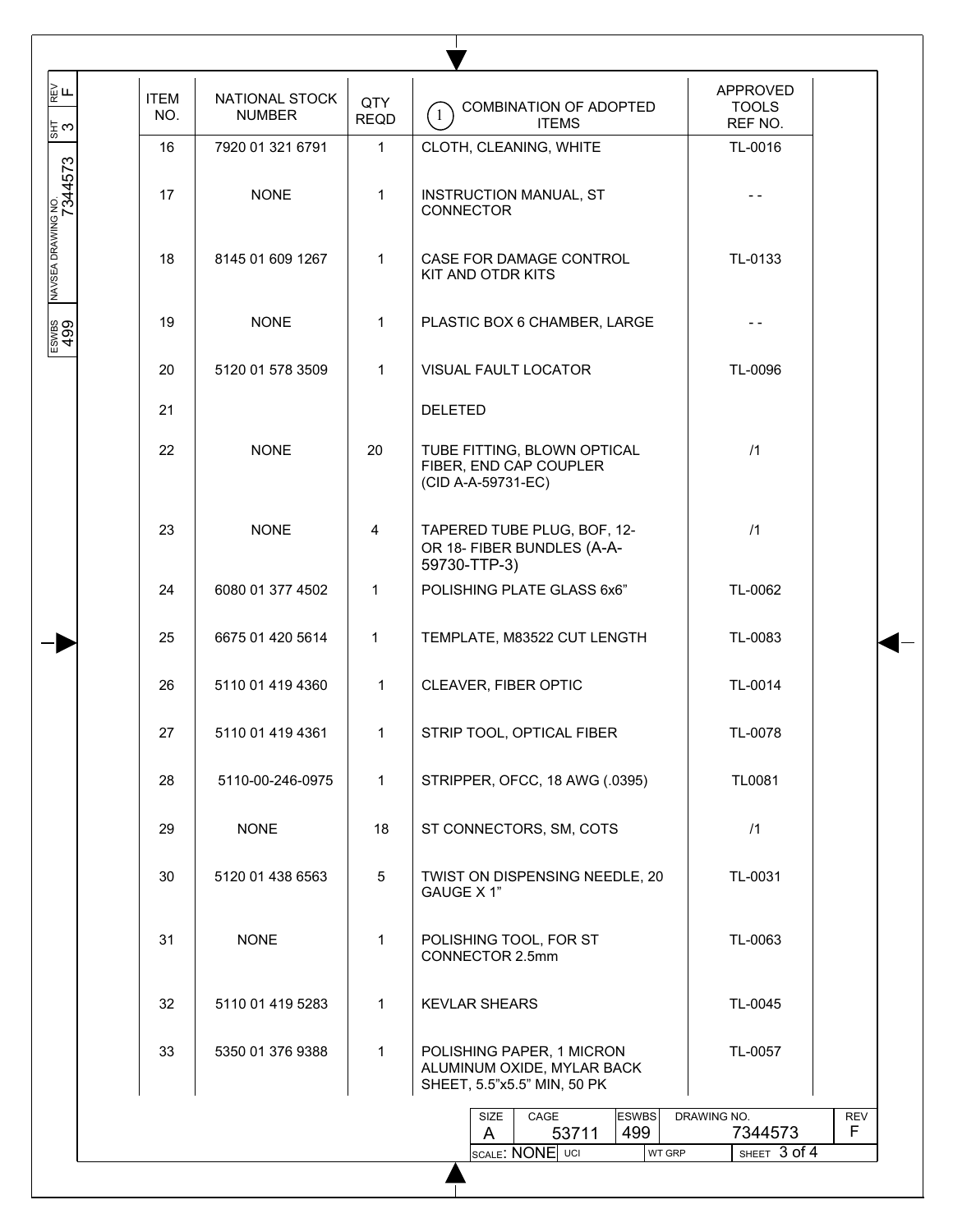| ITEM NO. | NATIONAL STOCK NUMBER | QTY REQD | (1) COMBINATION OF ADOPTED ITEMS | APPROVED TOOLS REF NO. |
|---|---|---|---|---|
| 16 | 7920 01 321 6791 | 1 | CLOTH, CLEANING, WHITE | TL-0016 |
| 17 | NONE | 1 | INSTRUCTION MANUAL, ST CONNECTOR | - - |
| 18 | 8145 01 609 1267 | 1 | CASE FOR DAMAGE CONTROL KIT AND OTDR KITS | TL-0133 |
| 19 | NONE | 1 | PLASTIC BOX 6 CHAMBER, LARGE | - - |
| 20 | 5120 01 578 3509 | 1 | VISUAL FAULT LOCATOR | TL-0096 |
| 21 | | | DELETED | |
| 22 | NONE | 20 | TUBE FITTING, BLOWN OPTICAL FIBER, END CAP COUPLER (CID A-A-59731-EC) | /1 |
| 23 | NONE | 4 | TAPERED TUBE PLUG, BOF, 12- OR 18- FIBER BUNDLES (A-A-59730-TTP-3) | /1 |
| 24 | 6080 01 377 4502 | 1 | POLISHING PLATE GLASS 6x6" | TL-0062 |
| 25 | 6675 01 420 5614 | 1 | TEMPLATE, M83522 CUT LENGTH | TL-0083 |
| 26 | 5110 01 419 4360 | 1 | CLEAVER, FIBER OPTIC | TL-0014 |
| 27 | 5110 01 419 4361 | 1 | STRIP TOOL, OPTICAL FIBER | TL-0078 |
| 28 | 5110-00-246-0975 | 1 | STRIPPER, OFCC, 18 AWG (.0395) | TL0081 |
| 29 | NONE | 18 | ST CONNECTORS, SM, COTS | /1 |
| 30 | 5120 01 438 6563 | 5 | TWIST ON DISPENSING NEEDLE, 20 GAUGE X 1" | TL-0031 |
| 31 | NONE | 1 | POLISHING TOOL, FOR ST CONNECTOR 2.5mm | TL-0063 |
| 32 | 5110 01 419 5283 | 1 | KEVLAR SHEARS | TL-0045 |
| 33 | 5350 01 376 9388 | 1 | POLISHING PAPER, 1 MICRON ALUMINUM OXIDE, MYLAR BACK SHEET, 5.5"x5.5" MIN, 50 PK | TL-0057 |

| SIZE | CAGE | ESWBS | DRAWING NO. | REV |
|---|---|---|---|---|
| A | 53711 | 499 | 7344573 | F |
| SCALE: NONE | UCI | | WT GRP | SHEET 3 of 4 |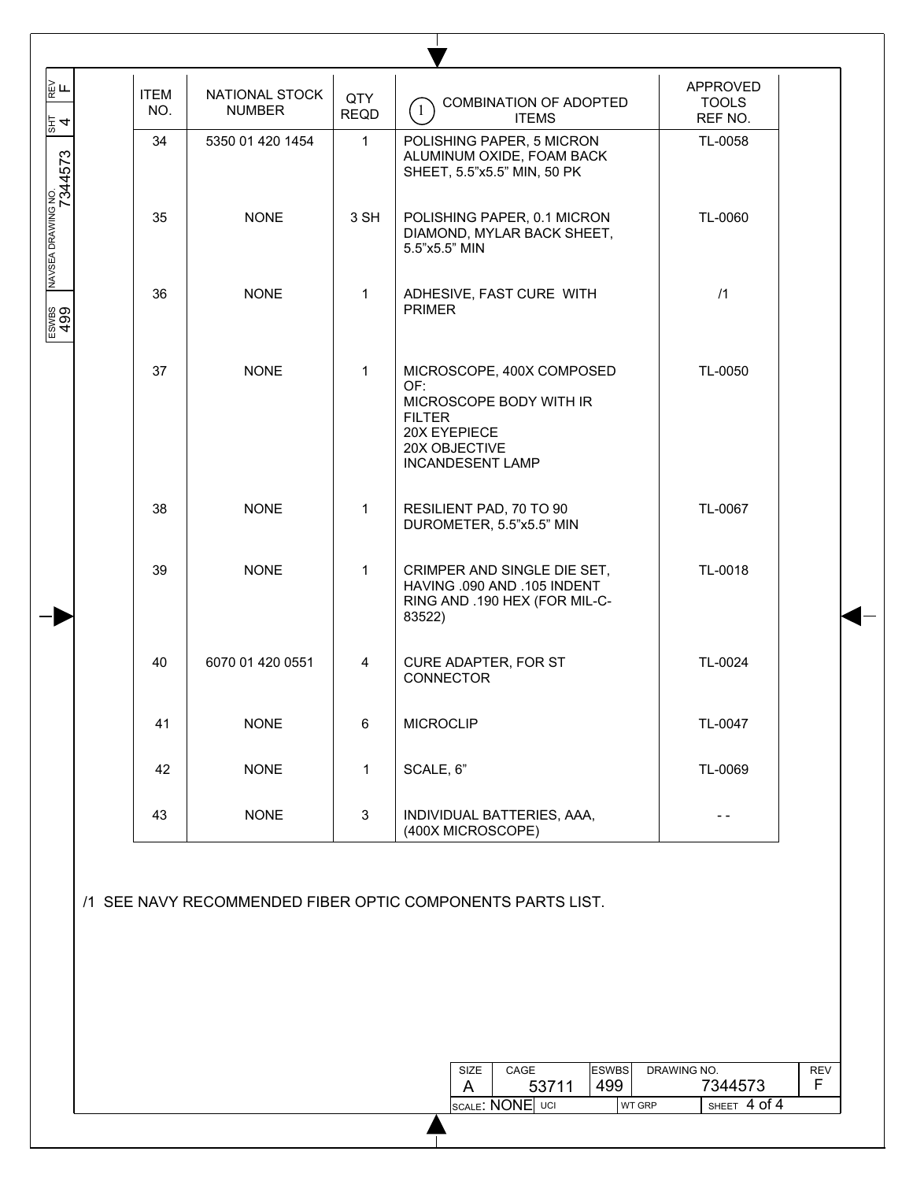| ITEM NO. | NATIONAL STOCK NUMBER | QTY REQD | (1) COMBINATION OF ADOPTED ITEMS | APPROVED TOOLS REF NO. |
|---|---|---|---|---|
| 34 | 5350 01 420 1454 | 1 | POLISHING PAPER, 5 MICRON ALUMINUM OXIDE, FOAM BACK SHEET, 5.5"x5.5" MIN, 50 PK | TL-0058 |
| 35 | NONE | 3 SH | POLISHING PAPER, 0.1 MICRON DIAMOND, MYLAR BACK SHEET, 5.5"x5.5" MIN | TL-0060 |
| 36 | NONE | 1 | ADHESIVE, FAST CURE WITH PRIMER | /1 |
| 37 | NONE | 1 | MICROSCOPE, 400X COMPOSED OF:<br>MICROSCOPE BODY WITH IR FILTER<br>20X EYEPIECE<br>20X OBJECTIVE<br>INCANDESENT LAMP | TL-0050 |
| 38 | NONE | 1 | RESILIENT PAD, 70 TO 90 DUROMETER, 5.5"x5.5" MIN | TL-0067 |
| 39 | NONE | 1 | CRIMPER AND SINGLE DIE SET, HAVING .090 AND .105 INDENT RING AND .190 HEX (FOR MIL-C-83522) | TL-0018 |
| 40 | 6070 01 420 0551 | 4 | CURE ADAPTER, FOR ST CONNECTOR | TL-0024 |
| 41 | NONE | 6 | MICROCLIP | TL-0047 |
| 42 | NONE | 1 | SCALE, 6" | TL-0069 |
| 43 | NONE | 3 | INDIVIDUAL BATTERIES, AAA, (400X MICROSCOPE) | - - |

/1 SEE NAVY RECOMMENDED FIBER OPTIC COMPONENTS PARTS LIST.

| SIZE | CAGE | ESWBS | DRAWING NO. | REV |
|---|---|---|---|---|
| A | 53711 | 499 | 7344573 | F |
| SCALE: NONE | UCI | | WT GRP | |